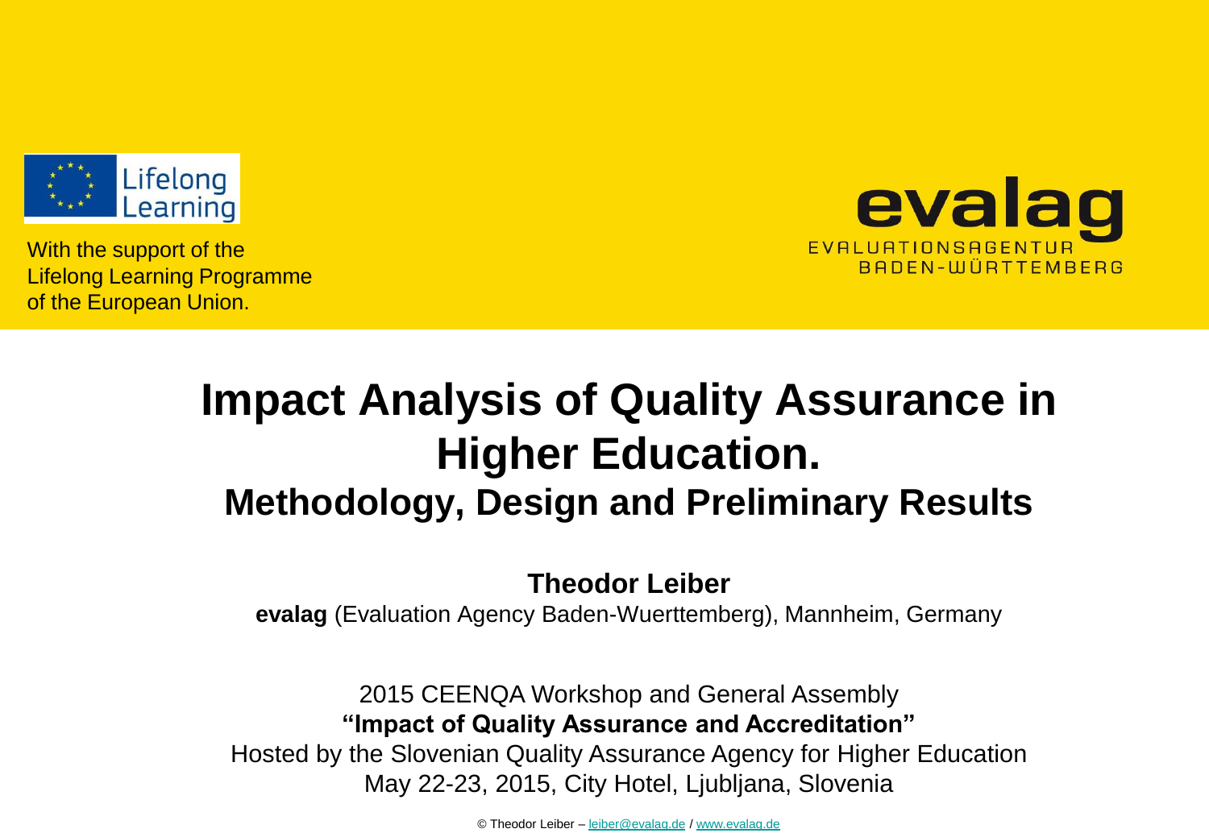Lifelong Learning

With the support of the Lifelong Learning Programme of the European Union.

**evalag**
EVALUATIONSAGENTUR BADEN-WÜRTTEMBERG

# Impact Analysis of Quality Assurance in Higher Education.

## Methodology, Design and Preliminary Results

**Theodor Leiber**

**evalag** (Evaluation Agency Baden-Wuerttemberg), Mannheim, Germany

2015 CEENQA Workshop and General Assembly

**"Impact of Quality Assurance and Accreditation"**

Hosted by the Slovenian Quality Assurance Agency for Higher Education

May 22-23, 2015, City Hotel, Ljubljana, Slovenia

© Theodor Leiber – leiber@evalag.de / www.evalag.de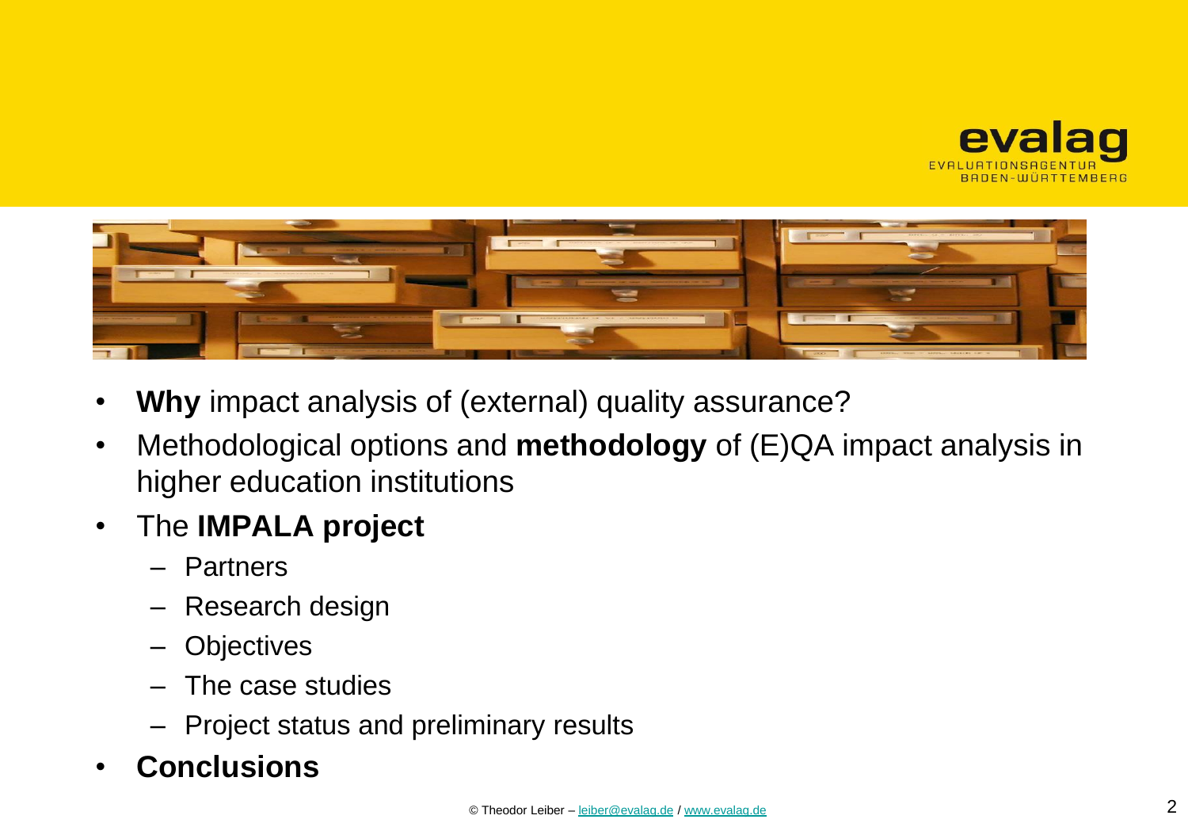- **Why** impact analysis of (external) quality assurance?
- Methodological options and **methodology** of (E)QA impact analysis in higher education institutions
- The **IMPALA project**
  - Partners
  - Research design
  - Objectives
  - The case studies
  - Project status and preliminary results
- **Conclusions**

© Theodor Leiber – leiber@evalag.de / www.evalag.de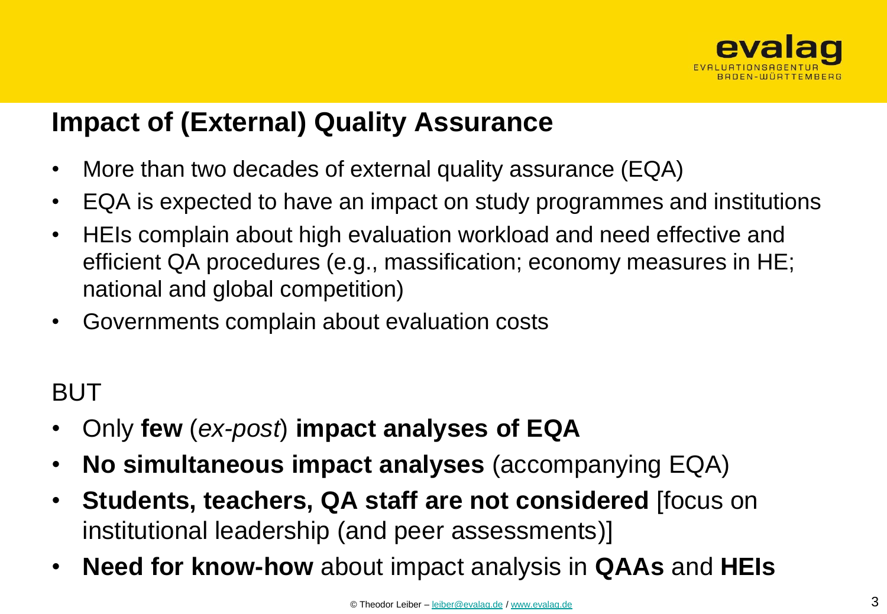## Impact of (External) Quality Assurance

- More than two decades of external quality assurance (EQA)
- EQA is expected to have an impact on study programmes and institutions
- HEIs complain about high evaluation workload and need effective and efficient QA procedures (e.g., massification; economy measures in HE; national and global competition)
- Governments complain about evaluation costs

BUT

- Only **few** (*ex-post*) **impact analyses of EQA**
- **No simultaneous impact analyses** (accompanying EQA)
- **Students, teachers, QA staff are not considered** [focus on institutional leadership (and peer assessments)]
- **Need for know-how** about impact analysis in **QAAs** and **HEIs**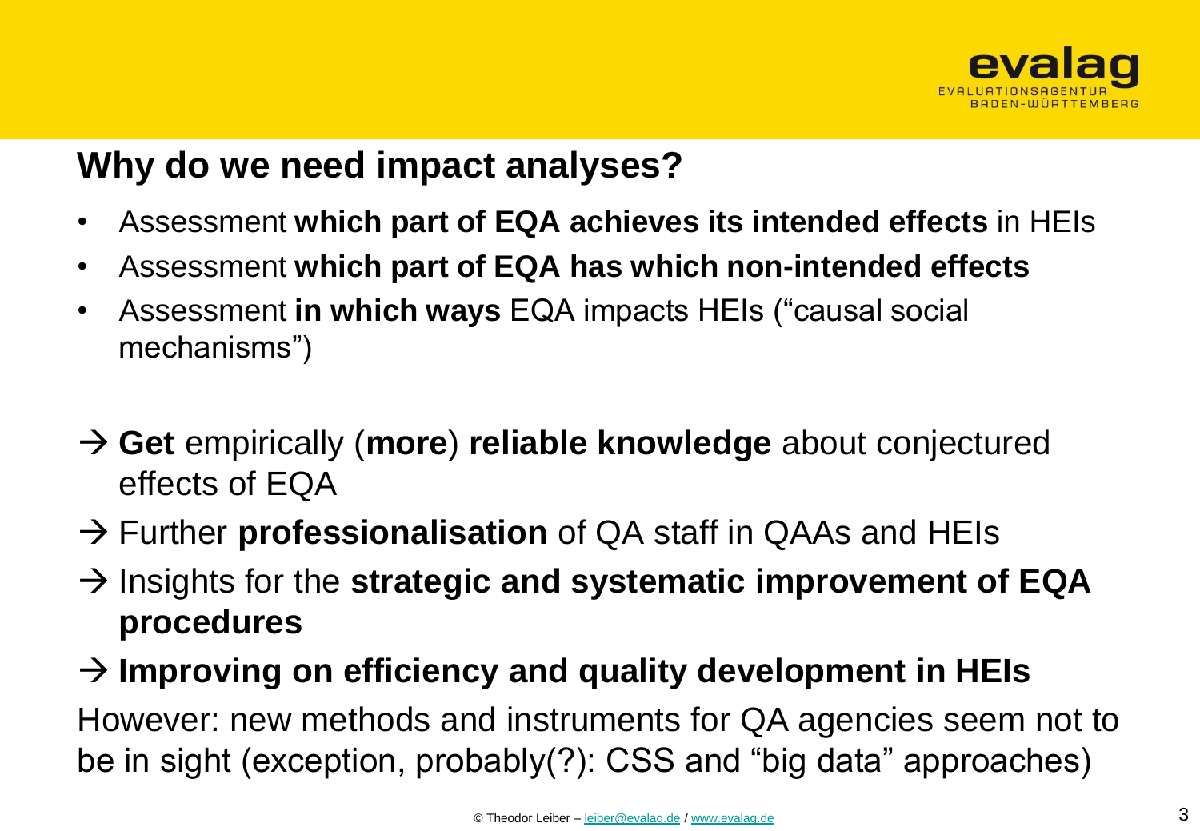## Why do we need impact analyses?

- Assessment **which part of EQA achieves its intended effects** in HEIs
- Assessment **which part of EQA has which non-intended effects**
- Assessment **in which ways** EQA impacts HEIs (“causal social mechanisms”)

→ **Get** empirically (**more**) **reliable knowledge** about conjectured effects of EQA

→ Further **professionalisation** of QA staff in QAAs and HEIs

→ Insights for the **strategic and systematic improvement of EQA procedures**

→ **Improving on efficiency and quality development in HEIs**

However: new methods and instruments for QA agencies seem not to be in sight (exception, probably(?): CSS and “big data” approaches)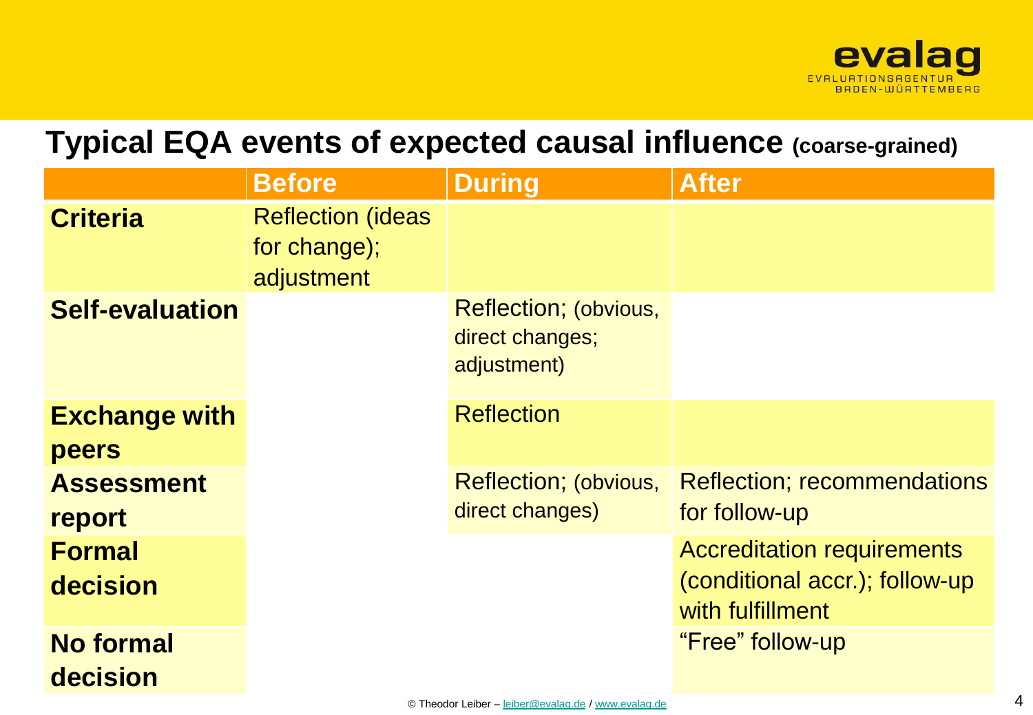## Typical EQA events of expected causal influence (coarse-grained)

| | Before | During | After |
|---|---|---|---|
| **Criteria** | Reflection (ideas for change); adjustment | | |
| **Self-evaluation** | | Reflection; (obvious, direct changes; adjustment) | |
| **Exchange with peers** | | Reflection | |
| **Assessment report** | | Reflection; (obvious, direct changes) | Reflection; recommendations for follow-up |
| **Formal decision** | | | Accreditation requirements (conditional accr.); follow-up with fulfillment |
| **No formal decision** | | | "Free" follow-up |

© Theodor Leiber – leiber@evalag.de / www.evalag.de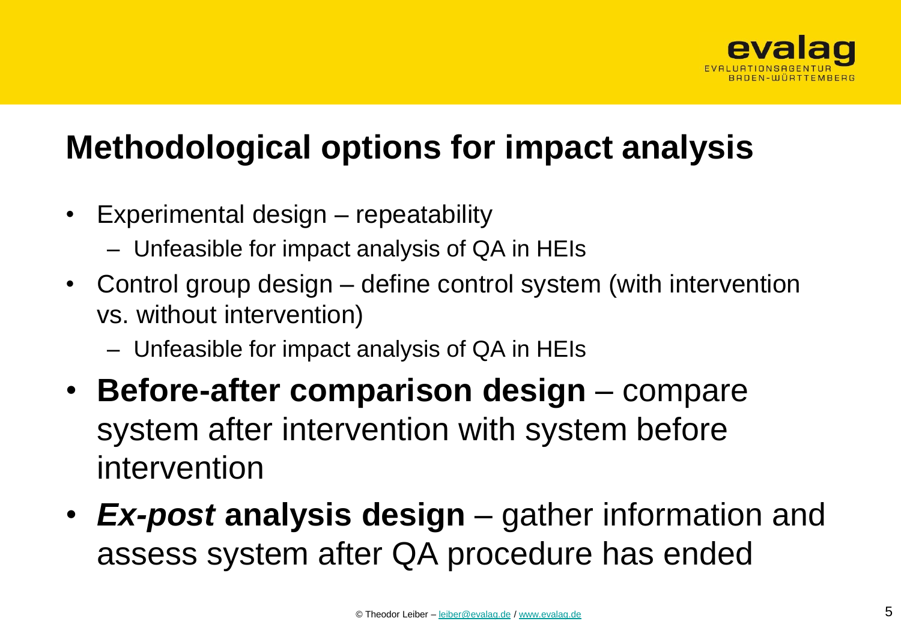# Methodological options for impact analysis

- Experimental design – repeatability
  - Unfeasible for impact analysis of QA in HEIs
- Control group design – define control system (with intervention vs. without intervention)
  - Unfeasible for impact analysis of QA in HEIs
- **Before-after comparison design** – compare system after intervention with system before intervention
- ***Ex-post*** **analysis design** – gather information and assess system after QA procedure has ended

© Theodor Leiber – leiber@evalag.de / www.evalag.de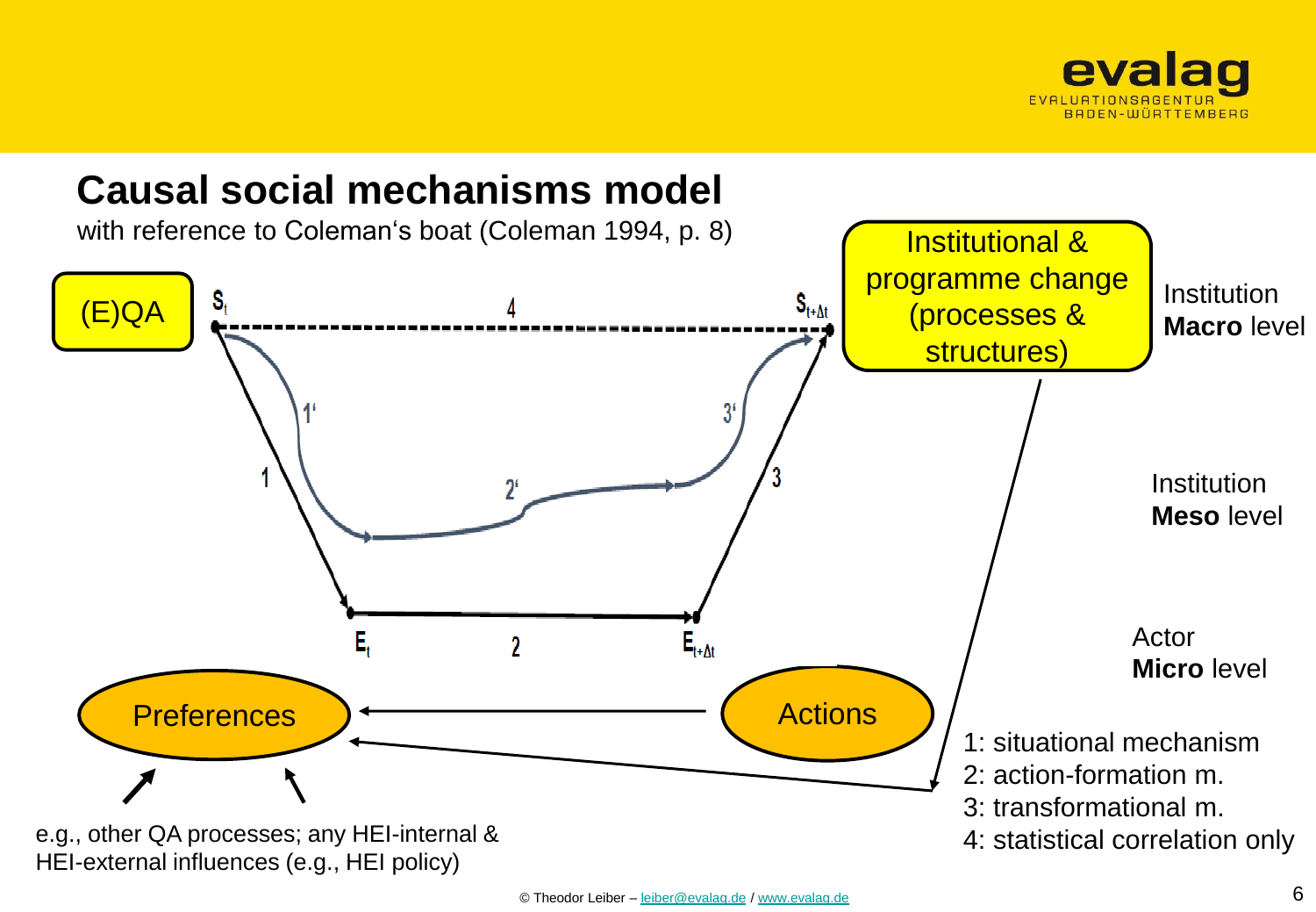# Causal social mechanisms model

with reference to Coleman's boat (Coleman 1994, p. 8)

(E)QA

$S_t$ — 4 — $S_{t+\Delta t}$

Institutional & programme change (processes & structures)

Institution **Macro** level

1' — 2' — 3'

1 — 3

Institution **Meso** level

$E_t$ — 2 — $E_{t+\Delta t}$

Actor **Micro** level

Preferences — Actions

e.g., other QA processes; any HEI-internal & HEI-external influences (e.g., HEI policy)

1: situational mechanism
2: action-formation m.
3: transformational m.
4: statistical correlation only

© Theodor Leiber – leiber@evalag.de / www.evalag.de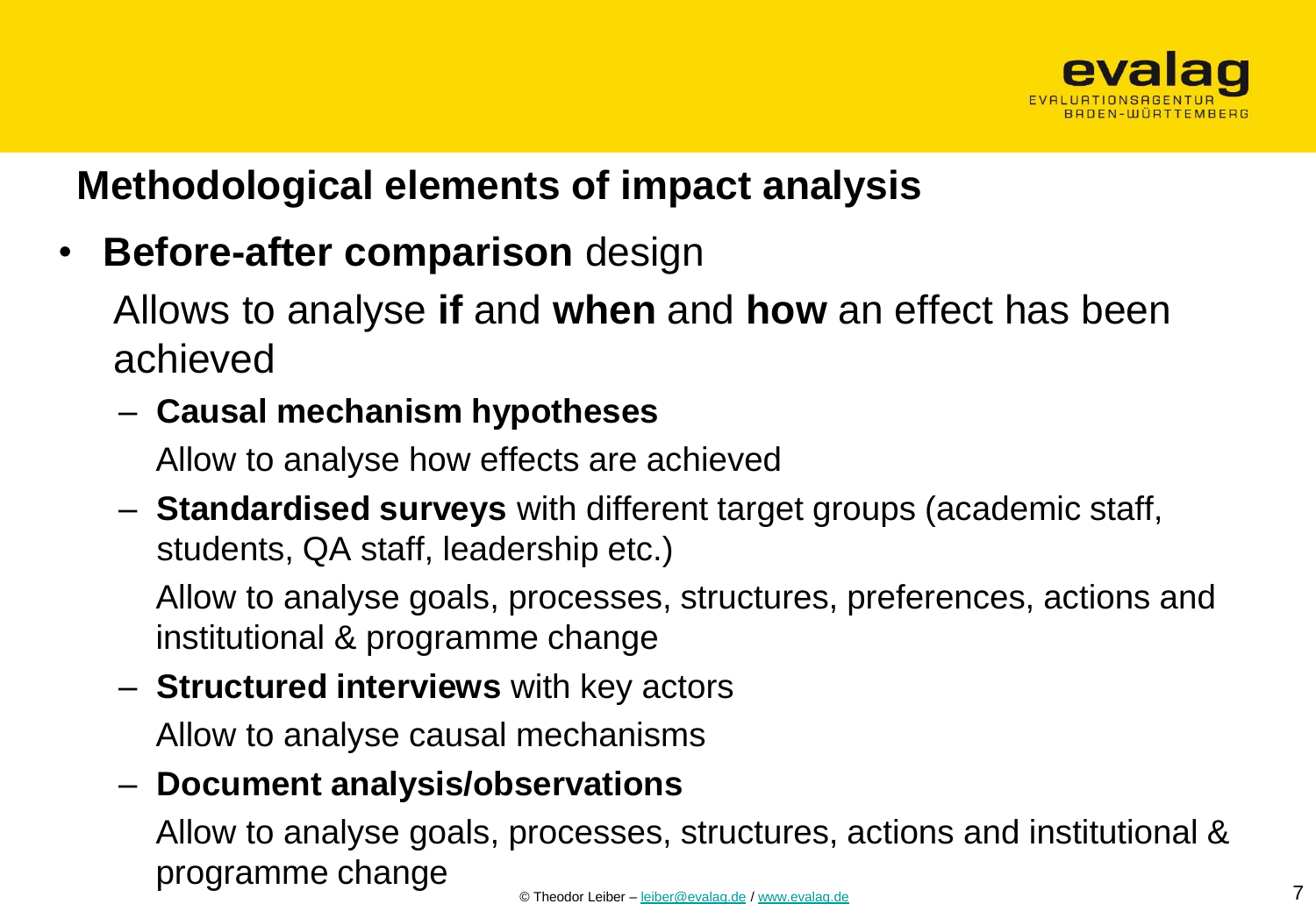## Methodological elements of impact analysis

- **Before-after comparison** design

  Allows to analyse **if** and **when** and **how** an effect has been achieved

  - **Causal mechanism hypotheses**

    Allow to analyse how effects are achieved

  - **Standardised surveys** with different target groups (academic staff, students, QA staff, leadership etc.)

    Allow to analyse goals, processes, structures, preferences, actions and institutional & programme change

  - **Structured interviews** with key actors

    Allow to analyse causal mechanisms

  - **Document analysis/observations**

    Allow to analyse goals, processes, structures, actions and institutional & programme change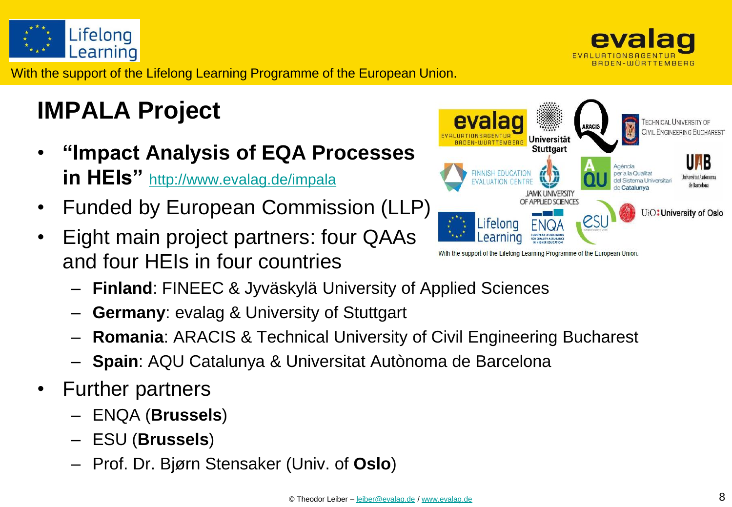# IMPALA Project

- **"Impact Analysis of EQA Processes in HEIs"** http://www.evalag.de/impala
- Funded by European Commission (LLP)
- Eight main project partners: four QAAs and four HEIs in four countries
  - **Finland**: FINEEC & Jyväskylä University of Applied Sciences
  - **Germany**: evalag & University of Stuttgart
  - **Romania**: ARACIS & Technical University of Civil Engineering Bucharest
  - **Spain**: AQU Catalunya & Universitat Autònoma de Barcelona
- Further partners
  - ENQA (**Brussels**)
  - ESU (**Brussels**)
  - Prof. Dr. Bjørn Stensaker (Univ. of **Oslo**)

With the support of the Lifelong Learning Programme of the European Union.

© Theodor Leiber – leiber@evalag.de / www.evalag.de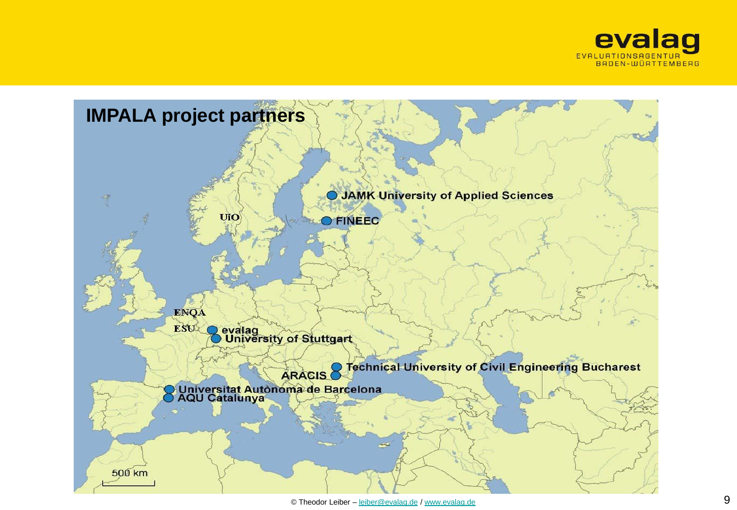# IMPALA project partners

- JAMK University of Applied Sciences
- FINEEC
- UiO
- ENQA
- ESU
- evalag
- University of Stuttgart
- Technical University of Civil Engineering Bucharest
- ARACIS
- Universitat Autònoma de Barcelona
- AQU Catalunya

500 km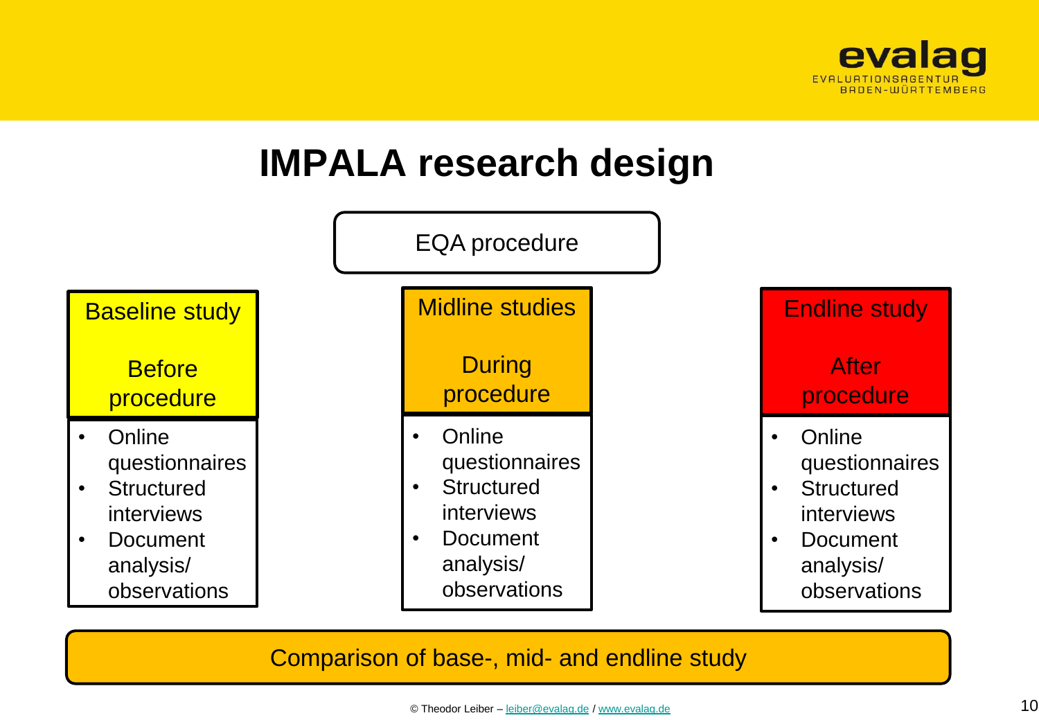# IMPALA research design

EQA procedure

| Baseline study<br><br>Before procedure | Midline studies<br><br>During procedure | Endline study<br><br>After procedure |
|---|---|---|
| • Online questionnaires<br>• Structured interviews<br>• Document analysis/ observations | • Online questionnaires<br>• Structured interviews<br>• Document analysis/ observations | • Online questionnaires<br>• Structured interviews<br>• Document analysis/ observations |

Comparison of base-, mid- and endline study

© Theodor Leiber – leiber@evalag.de / www.evalag.de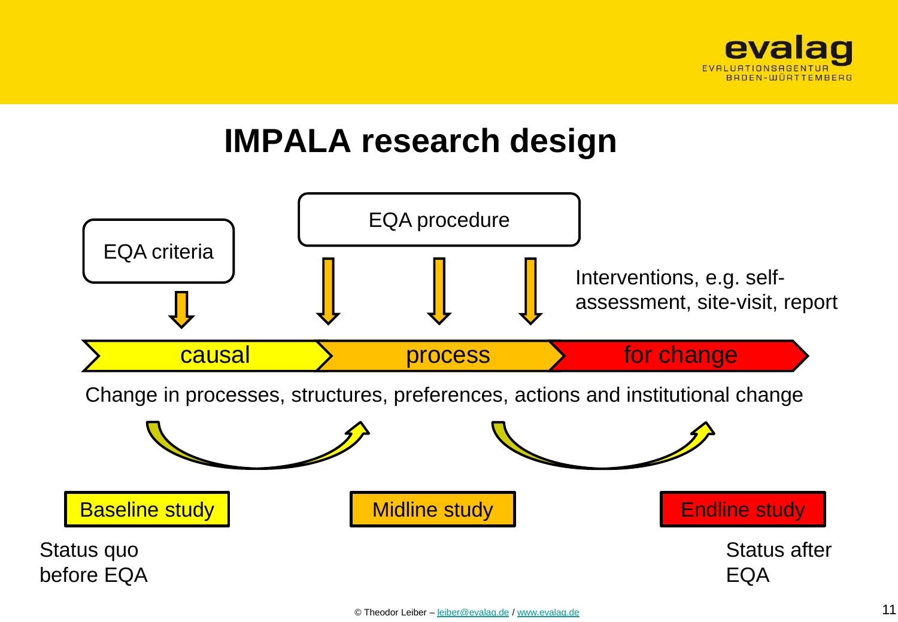# IMPALA research design

EQA criteria

EQA procedure

Interventions, e.g. self-assessment, site-visit, report

causal | process | for change

Change in processes, structures, preferences, actions and institutional change

Baseline study

Midline study

Endline study

Status quo before EQA

Status after EQA

© Theodor Leiber – leiber@evalag.de / www.evalag.de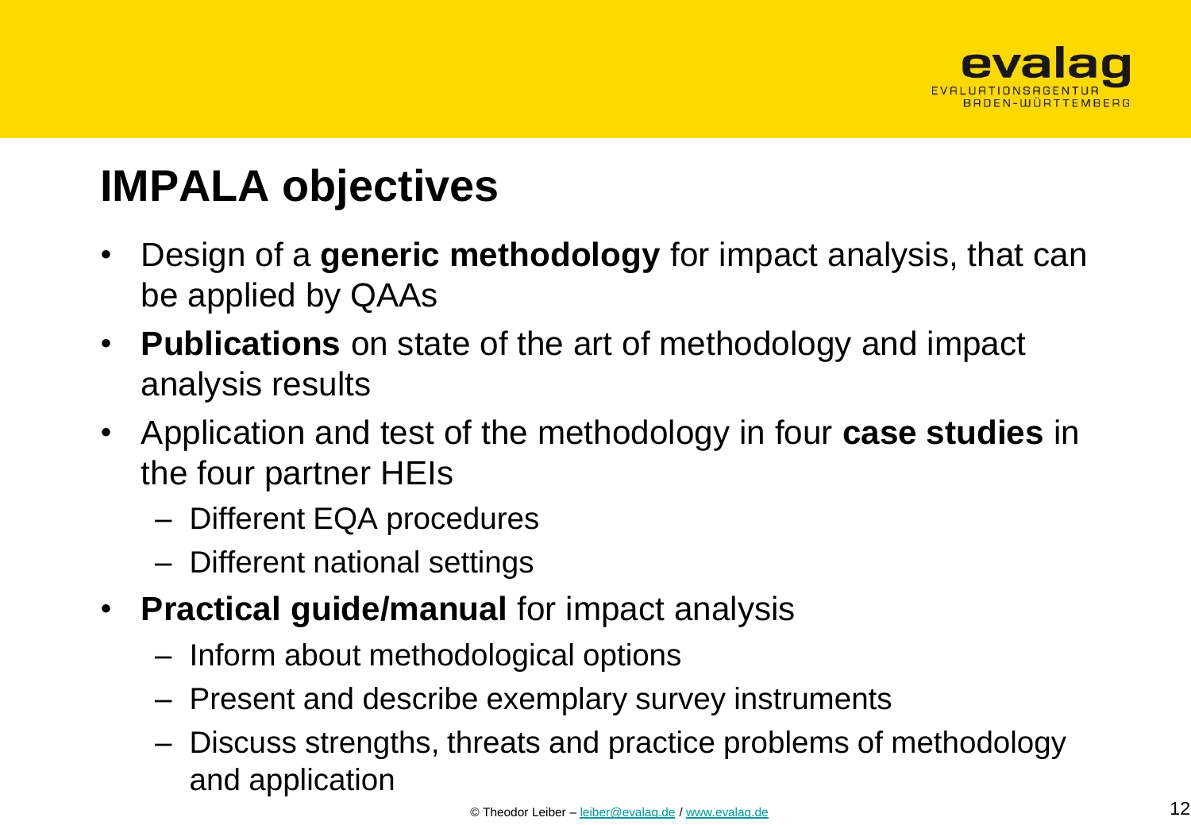# IMPALA objectives

- Design of a **generic methodology** for impact analysis, that can be applied by QAAs
- **Publications** on state of the art of methodology and impact analysis results
- Application and test of the methodology in four **case studies** in the four partner HEIs
  - Different EQA procedures
  - Different national settings
- **Practical guide/manual** for impact analysis
  - Inform about methodological options
  - Present and describe exemplary survey instruments
  - Discuss strengths, threats and practice problems of methodology and application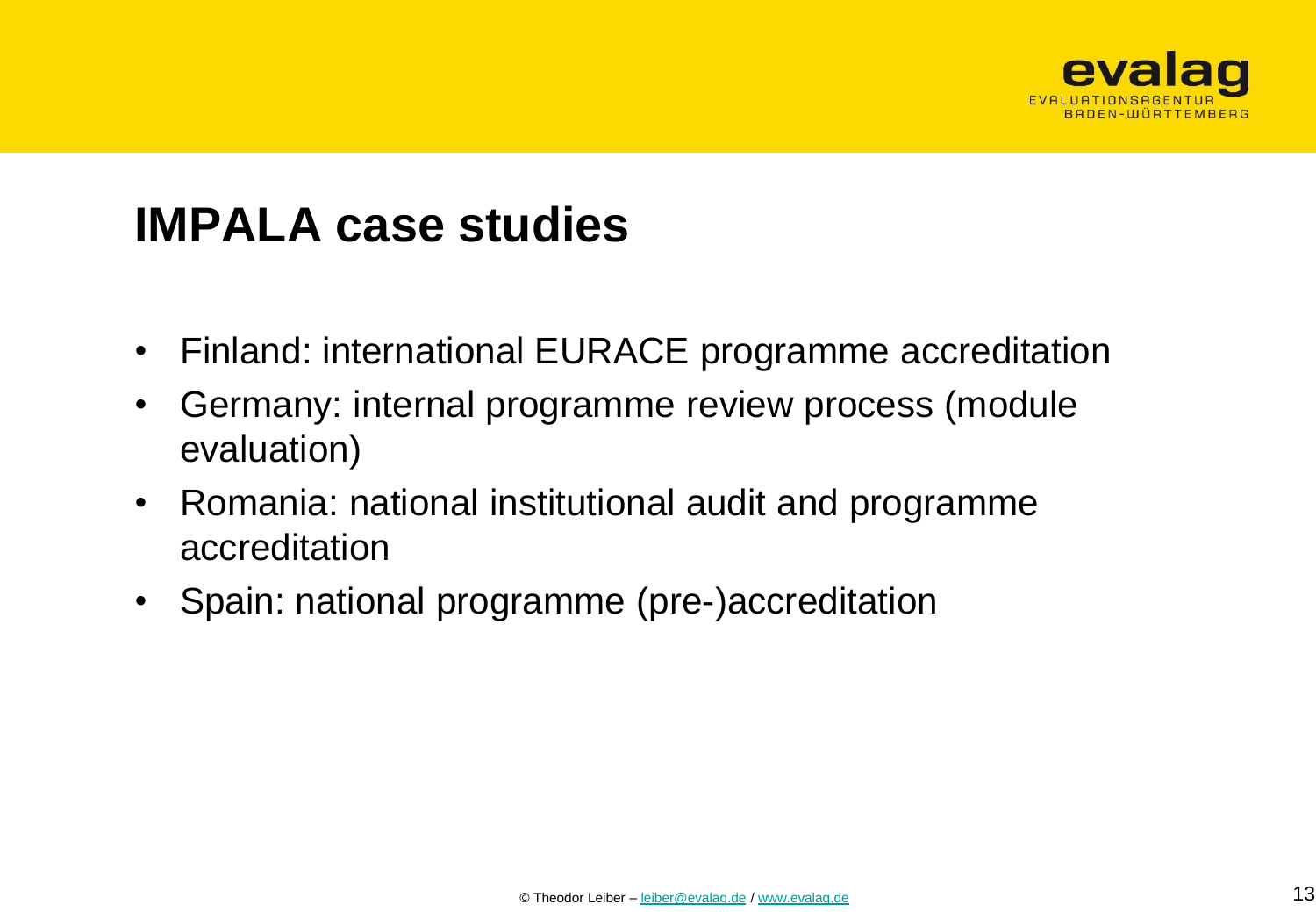# IMPALA case studies

- Finland: international EURACE programme accreditation
- Germany: internal programme review process (module evaluation)
- Romania: national institutional audit and programme accreditation
- Spain: national programme (pre-)accreditation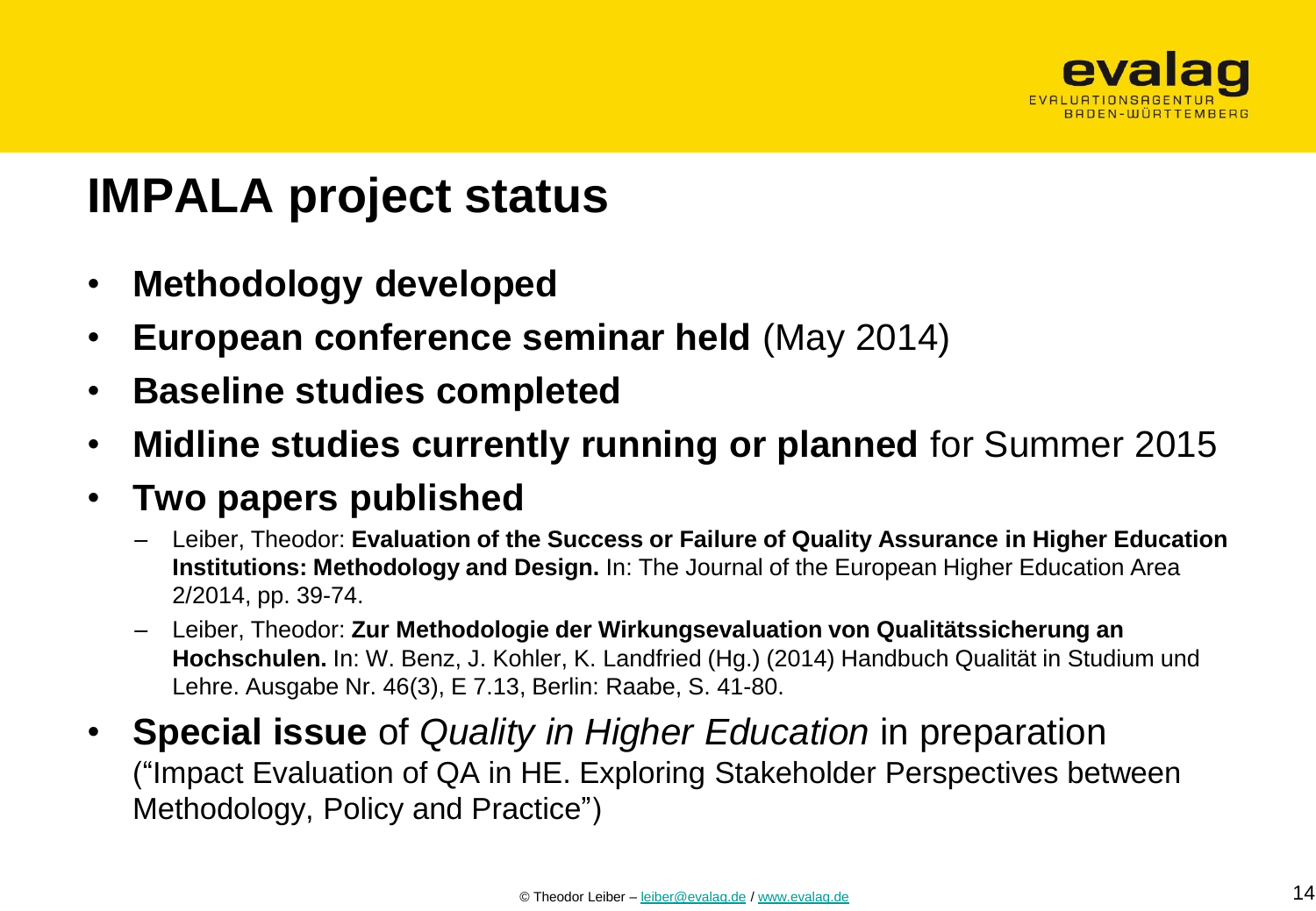# IMPALA project status

- **Methodology developed**
- **European conference seminar held** (May 2014)
- **Baseline studies completed**
- **Midline studies currently running or planned** for Summer 2015
- **Two papers published**
  - Leiber, Theodor: **Evaluation of the Success or Failure of Quality Assurance in Higher Education Institutions: Methodology and Design.** In: The Journal of the European Higher Education Area 2/2014, pp. 39-74.
  - Leiber, Theodor: **Zur Methodologie der Wirkungsevaluation von Qualitätssicherung an Hochschulen.** In: W. Benz, J. Kohler, K. Landfried (Hg.) (2014) Handbuch Qualität in Studium und Lehre. Ausgabe Nr. 46(3), E 7.13, Berlin: Raabe, S. 41-80.
- **Special issue** of *Quality in Higher Education* in preparation ("Impact Evaluation of QA in HE. Exploring Stakeholder Perspectives between Methodology, Policy and Practice")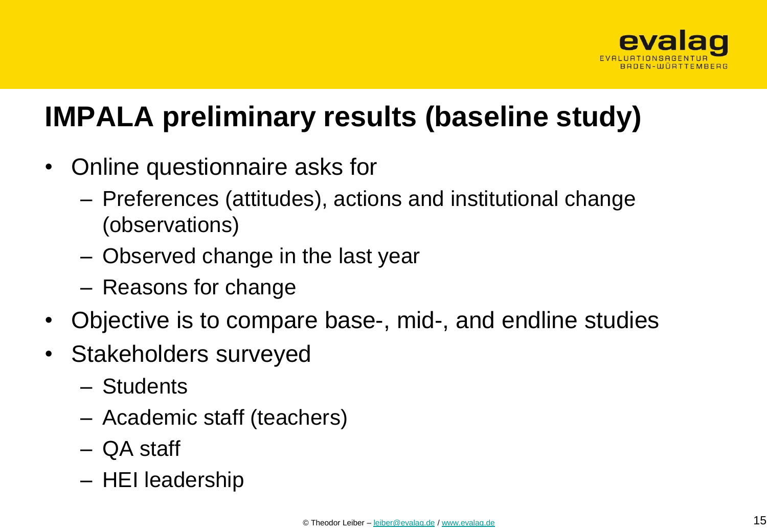# IMPALA preliminary results (baseline study)

- Online questionnaire asks for
  - Preferences (attitudes), actions and institutional change (observations)
  - Observed change in the last year
  - Reasons for change
- Objective is to compare base-, mid-, and endline studies
- Stakeholders surveyed
  - Students
  - Academic staff (teachers)
  - QA staff
  - HEI leadership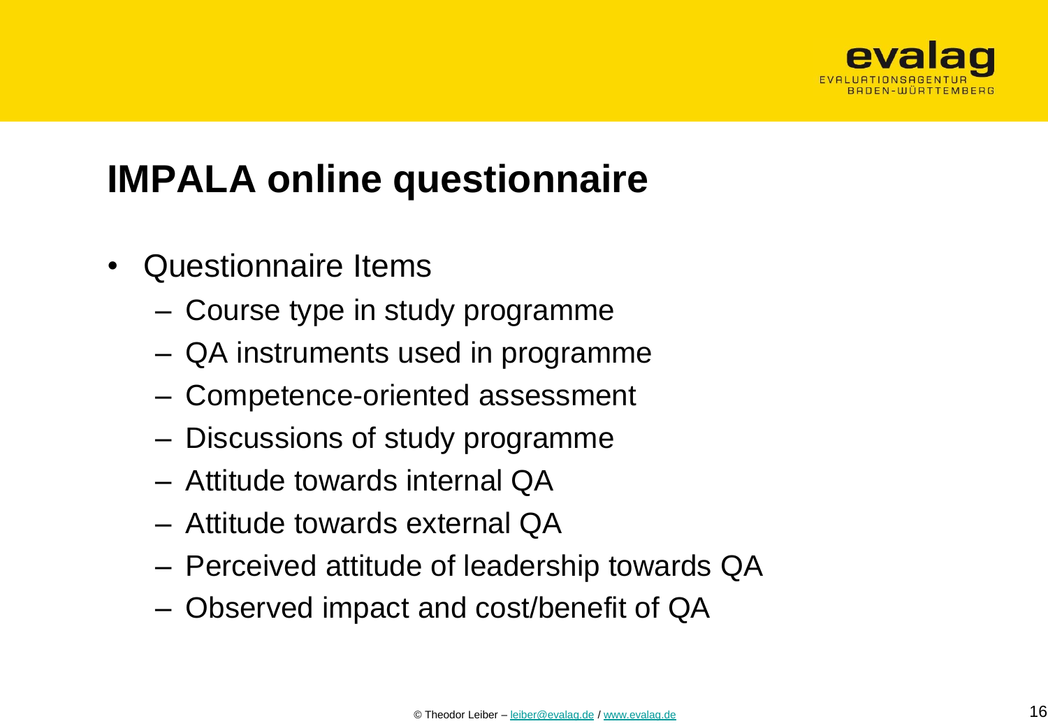# IMPALA online questionnaire

- Questionnaire Items
  - Course type in study programme
  - QA instruments used in programme
  - Competence-oriented assessment
  - Discussions of study programme
  - Attitude towards internal QA
  - Attitude towards external QA
  - Perceived attitude of leadership towards QA
  - Observed impact and cost/benefit of QA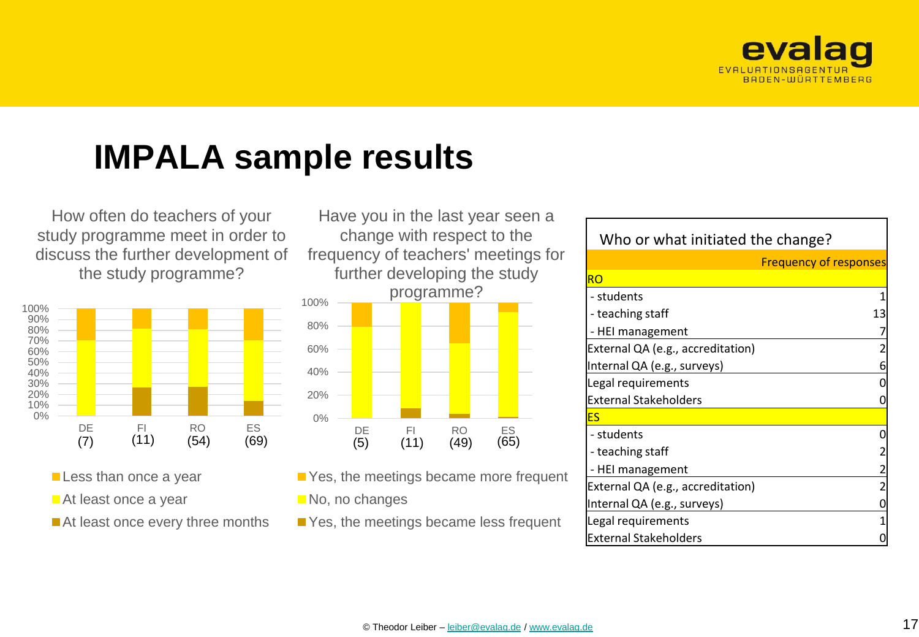# IMPALA sample results

How often do teachers of your study programme meet in order to discuss the further development of the study programme?

100%
90%
80%
70%
60%
50%
40%
30%
20%
10%
0%

DE (7) FI (11) RO (54) ES (69)

- Less than once a year
- At least once a year
- At least once every three months

Have you in the last year seen a change with respect to the frequency of teachers' meetings for further developing the study programme?

100%
80%
60%
40%
20%
0%

DE (5) FI (11) RO (49) ES (65)

- Yes, the meetings became more frequent
- No, no changes
- Yes, the meetings became less frequent

| Who or what initiated the change? | |
|---|---|
| | Frequency of responses |
| RO | |
| - students | 1 |
| - teaching staff | 13 |
| - HEI management | 7 |
| External QA (e.g., accreditation) | 2 |
| Internal QA (e.g., surveys) | 6 |
| Legal requirements | 0 |
| External Stakeholders | 0 |
| ES | |
| - students | 0 |
| - teaching staff | 2 |
| - HEI management | 2 |
| External QA (e.g., accreditation) | 2 |
| Internal QA (e.g., surveys) | 0 |
| Legal requirements | 1 |
| External Stakeholders | 0 |

© Theodor Leiber – leiber@evalag.de / www.evalag.de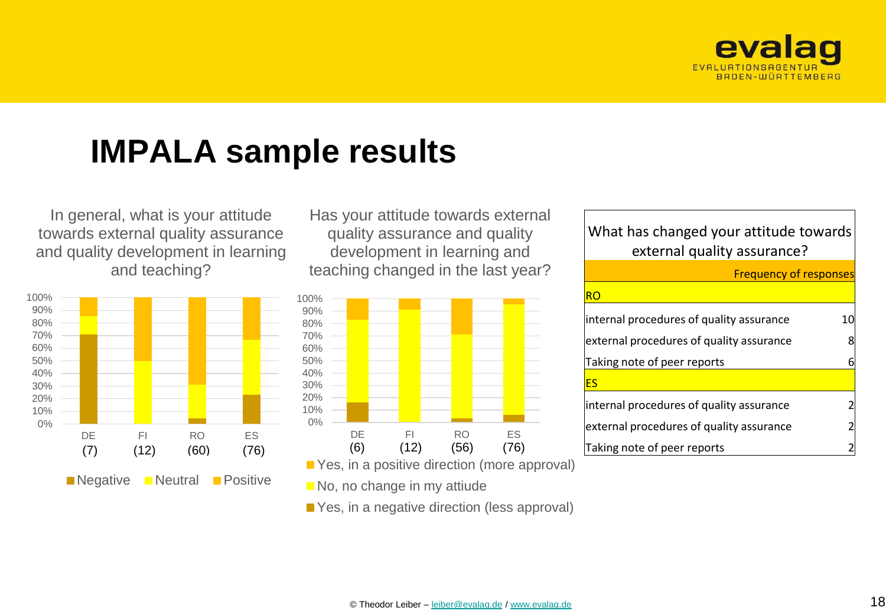# IMPALA sample results

In general, what is your attitude towards external quality assurance and quality development in learning and teaching?

DE (7) FI (12) RO (60) ES (76)

Negative   Neutral   Positive

Has your attitude towards external quality assurance and quality development in learning and teaching changed in the last year?

DE (6) FI (12) RO (56) ES (76)

Yes, in a positive direction (more approval)
No, no change in my attiude
Yes, in a negative direction (less approval)

| What has changed your attitude towards external quality assurance? | |
|---|---|
| | Frequency of responses |
| RO | |
| internal procedures of quality assurance | 10 |
| external procedures of quality assurance | 8 |
| Taking note of peer reports | 6 |
| ES | |
| internal procedures of quality assurance | 2 |
| external procedures of quality assurance | 2 |
| Taking note of peer reports | 2 |

© Theodor Leiber – leiber@evalag.de / www.evalag.de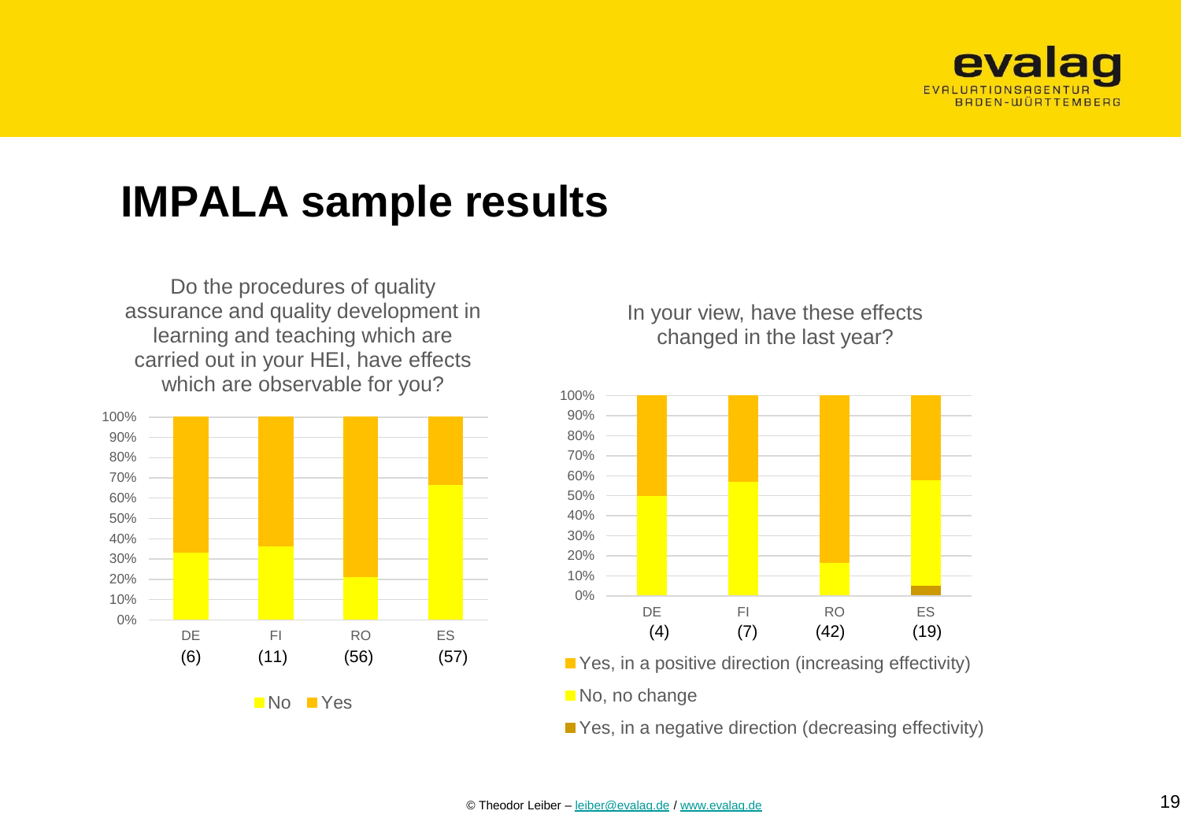# IMPALA sample results

Do the procedures of quality assurance and quality development in learning and teaching which are carried out in your HEI, have effects which are observable for you?

100%
90%
80%
70%
60%
50%
40%
30%
20%
10%
0%

DE (6) FI (11) RO (56) ES (57)

No Yes

In your view, have these effects changed in the last year?

100%
90%
80%
70%
60%
50%
40%
30%
20%
10%
0%

DE (4) FI (7) RO (42) ES (19)

Yes, in a positive direction (increasing effectivity)

No, no change

Yes, in a negative direction (decreasing effectivity)

© Theodor Leiber – leiber@evalag.de / www.evalag.de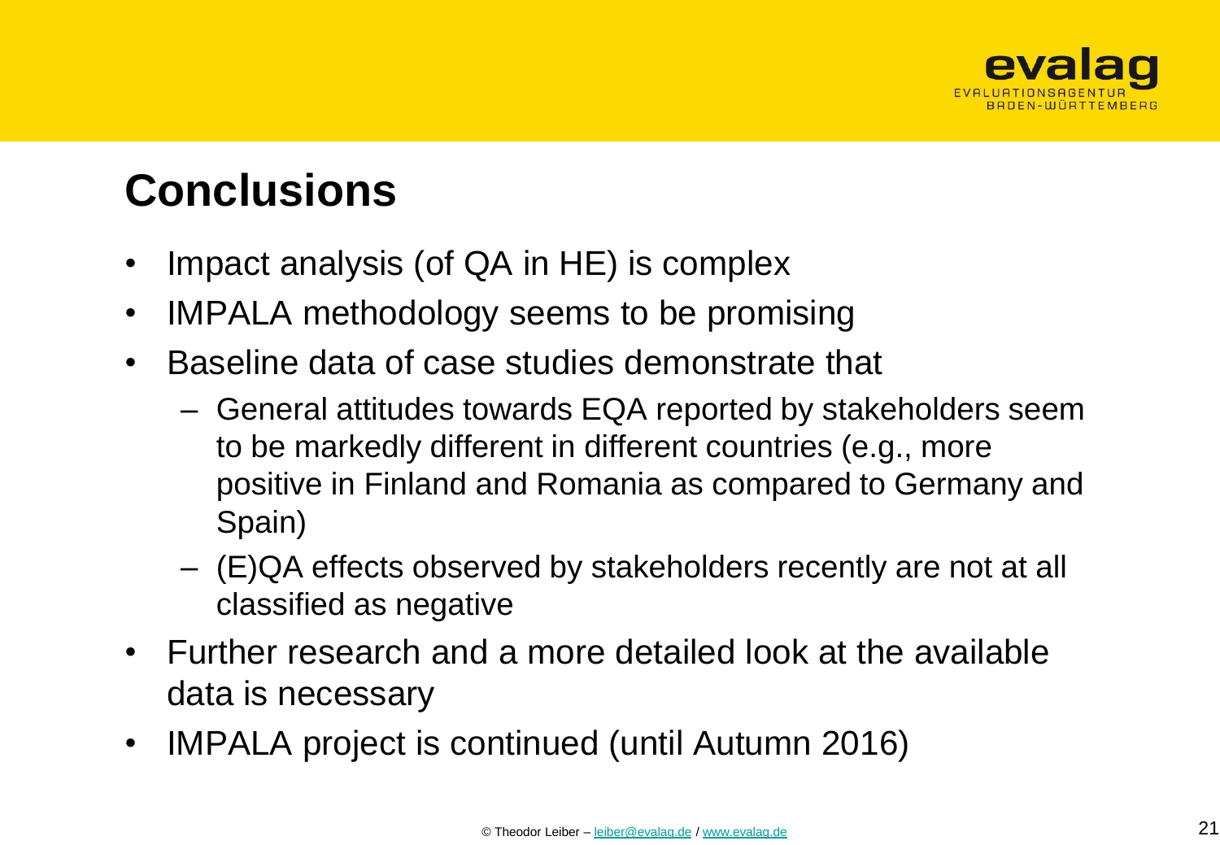## Conclusions

- Impact analysis (of QA in HE) is complex
- IMPALA methodology seems to be promising
- Baseline data of case studies demonstrate that
  - General attitudes towards EQA reported by stakeholders seem to be markedly different in different countries (e.g., more positive in Finland and Romania as compared to Germany and Spain)
  - (E)QA effects observed by stakeholders recently are not at all classified as negative
- Further research and a more detailed look at the available data is necessary
- IMPALA project is continued (until Autumn 2016)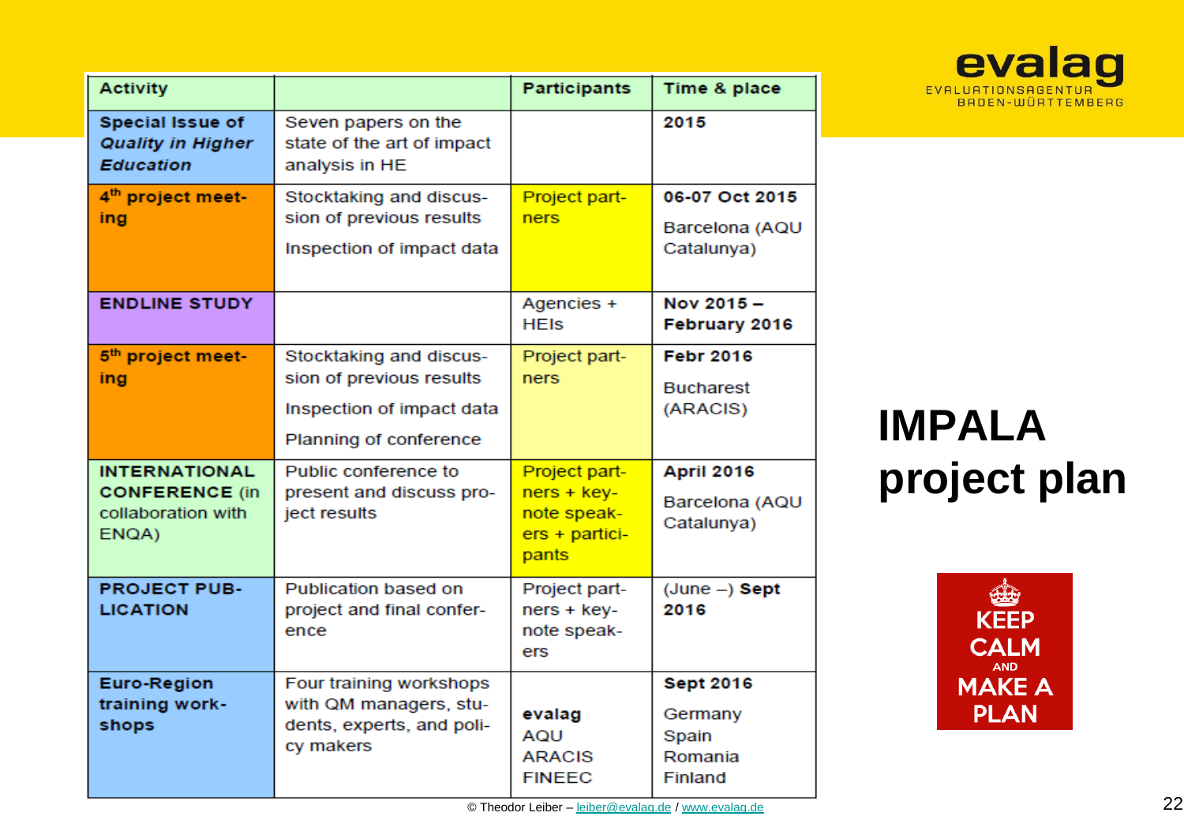# IMPALA project plan

| Activity | | Participants | Time & place |
|---|---|---|---|
| **Special Issue of *Quality in Higher Education*** | Seven papers on the state of the art of impact analysis in HE | | **2015** |
| **4th project meeting** | Stocktaking and discussion of previous results<br>Inspection of impact data | Project partners | **06-07 Oct 2015**<br>Barcelona (AQU Catalunya) |
| **ENDLINE STUDY** | | Agencies + HEIs | **Nov 2015 – February 2016** |
| **5th project meeting** | Stocktaking and discussion of previous results<br>Inspection of impact data<br>Planning of conference | Project partners | **Febr 2016**<br>Bucharest (ARACIS) |
| **INTERNATIONAL CONFERENCE** (in collaboration with ENQA) | Public conference to present and discuss project results | Project partners + keynote speakers + participants | **April 2016**<br>Barcelona (AQU Catalunya) |
| **PROJECT PUBLICATION** | Publication based on project and final conference | Project partners + keynote speakers | (June –) **Sept 2016** |
| **Euro-Region training workshops** | Four training workshops with QM managers, students, experts, and policy makers | **evalag**<br>AQU<br>ARACIS<br>FINEEC | **Sept 2016**<br>Germany<br>Spain<br>Romania<br>Finland |

KEEP CALM AND MAKE A PLAN

© Theodor Leiber – leiber@evalag.de / www.evalag.de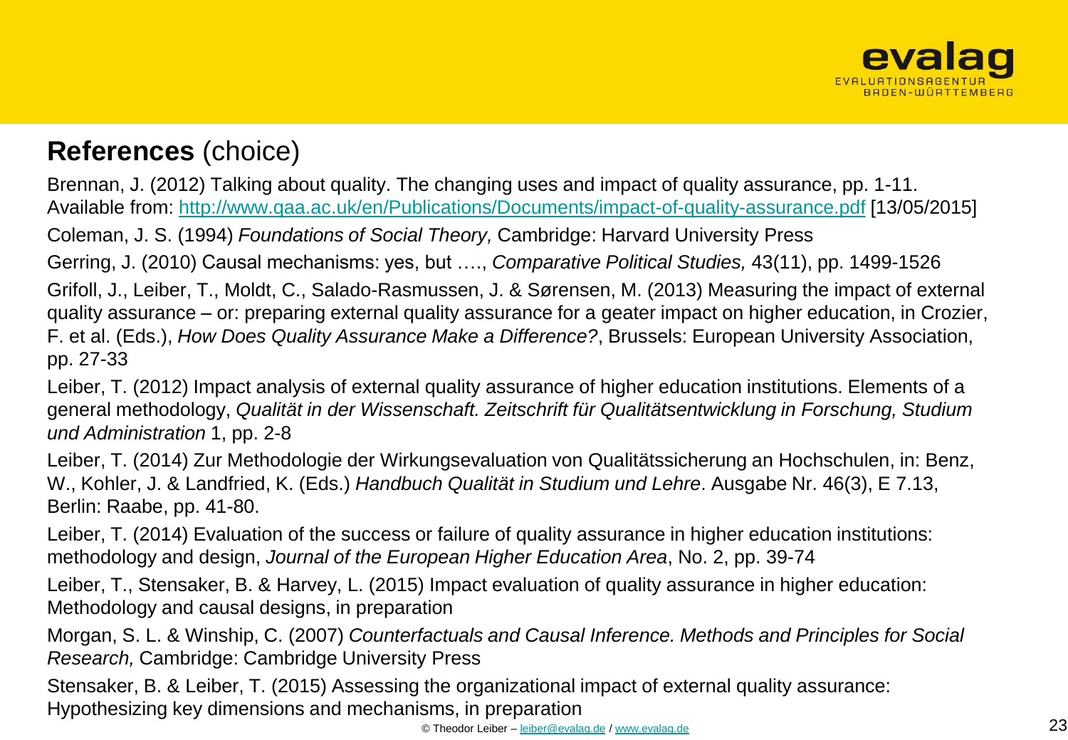## **References** (choice)

Brennan, J. (2012) Talking about quality. The changing uses and impact of quality assurance, pp. 1-11. Available from: http://www.qaa.ac.uk/en/Publications/Documents/impact-of-quality-assurance.pdf [13/05/2015]

Coleman, J. S. (1994) *Foundations of Social Theory,* Cambridge: Harvard University Press

Gerring, J. (2010) Causal mechanisms: yes, but …., *Comparative Political Studies,* 43(11), pp. 1499-1526

Grifoll, J., Leiber, T., Moldt, C., Salado-Rasmussen, J. & Sørensen, M. (2013) Measuring the impact of external quality assurance – or: preparing external quality assurance for a geater impact on higher education, in Crozier, F. et al. (Eds.), *How Does Quality Assurance Make a Difference?*, Brussels: European University Association, pp. 27-33

Leiber, T. (2012) Impact analysis of external quality assurance of higher education institutions. Elements of a general methodology, *Qualität in der Wissenschaft. Zeitschrift für Qualitätsentwicklung in Forschung, Studium und Administration* 1, pp. 2-8

Leiber, T. (2014) Zur Methodologie der Wirkungsevaluation von Qualitätssicherung an Hochschulen, in: Benz, W., Kohler, J. & Landfried, K. (Eds.) *Handbuch Qualität in Studium und Lehre*. Ausgabe Nr. 46(3), E 7.13, Berlin: Raabe, pp. 41-80.

Leiber, T. (2014) Evaluation of the success or failure of quality assurance in higher education institutions: methodology and design, *Journal of the European Higher Education Area*, No. 2, pp. 39-74

Leiber, T., Stensaker, B. & Harvey, L. (2015) Impact evaluation of quality assurance in higher education: Methodology and causal designs, in preparation

Morgan, S. L. & Winship, C. (2007) *Counterfactuals and Causal Inference. Methods and Principles for Social Research,* Cambridge: Cambridge University Press

Stensaker, B. & Leiber, T. (2015) Assessing the organizational impact of external quality assurance: Hypothesizing key dimensions and mechanisms, in preparation